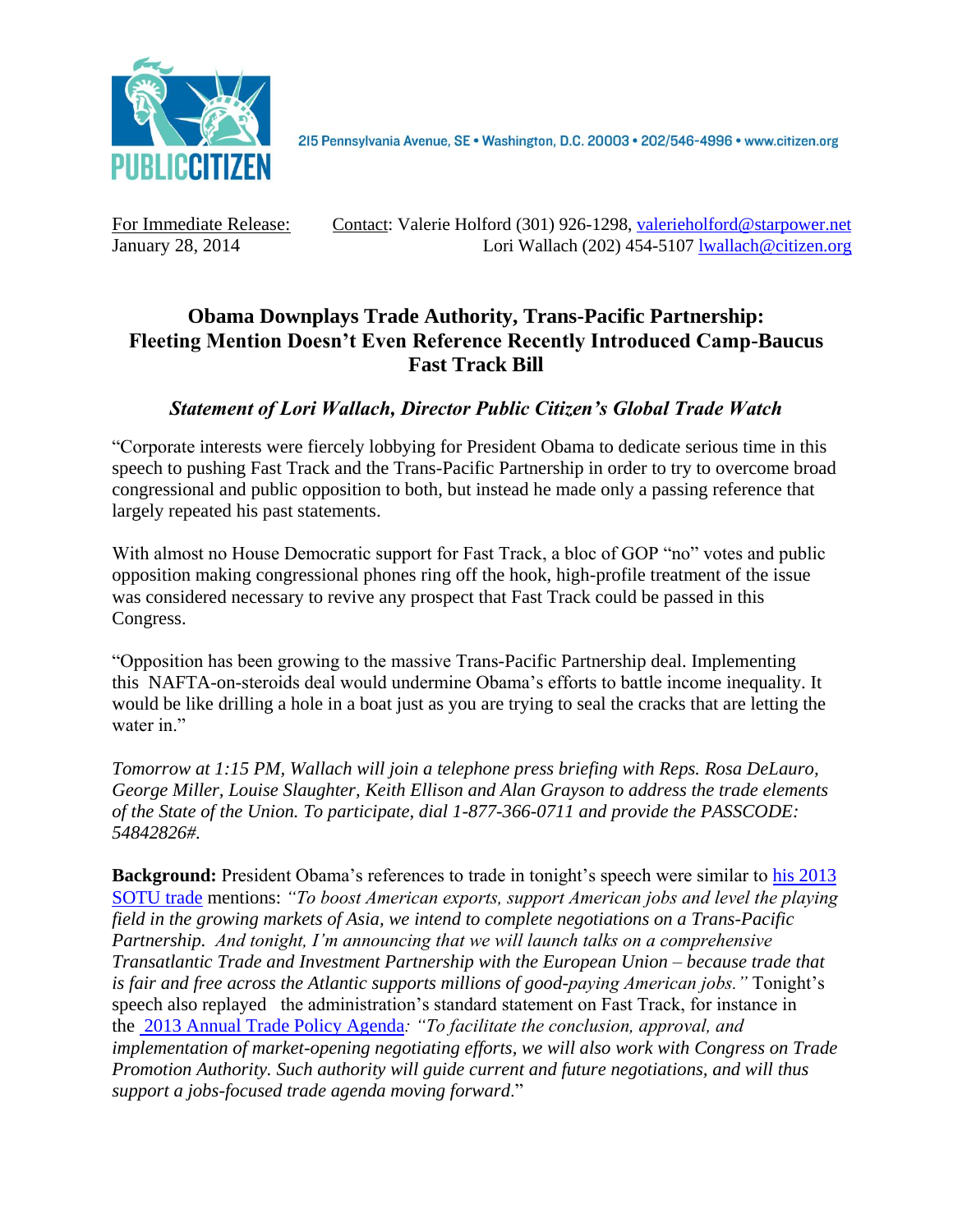PUBLIC CITIZEN

215 Pennsylvania Avenue, SE • Washington, D.C. 20003 • 202/546-4996 • www.citizen.org

For Immediate Release: January 28, 2014

Contact: Valerie Holford (301) 926-1298, valerieholford@starpower.net
Lori Wallach (202) 454-5107 lwallach@citizen.org

# Obama Downplays Trade Authority, Trans-Pacific Partnership: Fleeting Mention Doesn't Even Reference Recently Introduced Camp-Baucus Fast Track Bill

## *Statement of Lori Wallach, Director Public Citizen's Global Trade Watch*

"Corporate interests were fiercely lobbying for President Obama to dedicate serious time in this speech to pushing Fast Track and the Trans-Pacific Partnership in order to try to overcome broad congressional and public opposition to both, but instead he made only a passing reference that largely repeated his past statements.

With almost no House Democratic support for Fast Track, a bloc of GOP "no" votes and public opposition making congressional phones ring off the hook, high-profile treatment of the issue was considered necessary to revive any prospect that Fast Track could be passed in this Congress.

"Opposition has been growing to the massive Trans-Pacific Partnership deal. Implementing this NAFTA-on-steroids deal would undermine Obama's efforts to battle income inequality. It would be like drilling a hole in a boat just as you are trying to seal the cracks that are letting the water in."

*Tomorrow at 1:15 PM, Wallach will join a telephone press briefing with Reps. Rosa DeLauro, George Miller, Louise Slaughter, Keith Ellison and Alan Grayson to address the trade elements of the State of the Union. To participate, dial 1-877-366-0711 and provide the PASSCODE: 54842826#.*

**Background:** President Obama's references to trade in tonight's speech were similar to his 2013 SOTU trade mentions: *"To boost American exports, support American jobs and level the playing field in the growing markets of Asia, we intend to complete negotiations on a Trans-Pacific Partnership. And tonight, I'm announcing that we will launch talks on a comprehensive Transatlantic Trade and Investment Partnership with the European Union – because trade that is fair and free across the Atlantic supports millions of good-paying American jobs."* Tonight's speech also replayed the administration's standard statement on Fast Track, for instance in the 2013 Annual Trade Policy Agenda*: "To facilitate the conclusion, approval, and implementation of market-opening negotiating efforts, we will also work with Congress on Trade Promotion Authority. Such authority will guide current and future negotiations, and will thus support a jobs-focused trade agenda moving forward*."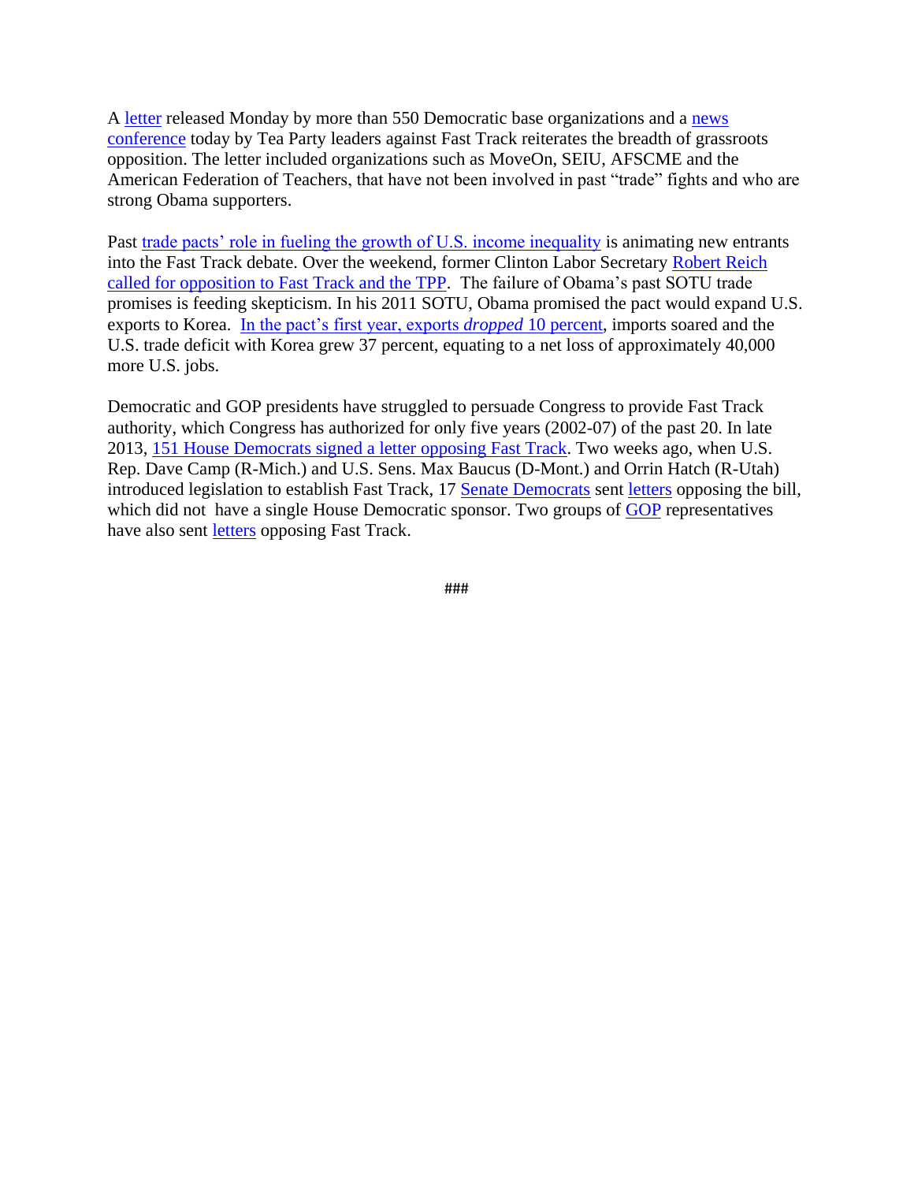A letter released Monday by more than 550 Democratic base organizations and a news conference today by Tea Party leaders against Fast Track reiterates the breadth of grassroots opposition. The letter included organizations such as MoveOn, SEIU, AFSCME and the American Federation of Teachers, that have not been involved in past "trade" fights and who are strong Obama supporters.

Past trade pacts' role in fueling the growth of U.S. income inequality is animating new entrants into the Fast Track debate. Over the weekend, former Clinton Labor Secretary Robert Reich called for opposition to Fast Track and the TPP. The failure of Obama's past SOTU trade promises is feeding skepticism. In his 2011 SOTU, Obama promised the pact would expand U.S. exports to Korea. In the pact's first year, exports *dropped* 10 percent, imports soared and the U.S. trade deficit with Korea grew 37 percent, equating to a net loss of approximately 40,000 more U.S. jobs.

Democratic and GOP presidents have struggled to persuade Congress to provide Fast Track authority, which Congress has authorized for only five years (2002-07) of the past 20. In late 2013, 151 House Democrats signed a letter opposing Fast Track. Two weeks ago, when U.S. Rep. Dave Camp (R-Mich.) and U.S. Sens. Max Baucus (D-Mont.) and Orrin Hatch (R-Utah) introduced legislation to establish Fast Track, 17 Senate Democrats sent letters opposing the bill, which did not have a single House Democratic sponsor. Two groups of GOP representatives have also sent letters opposing Fast Track.

###